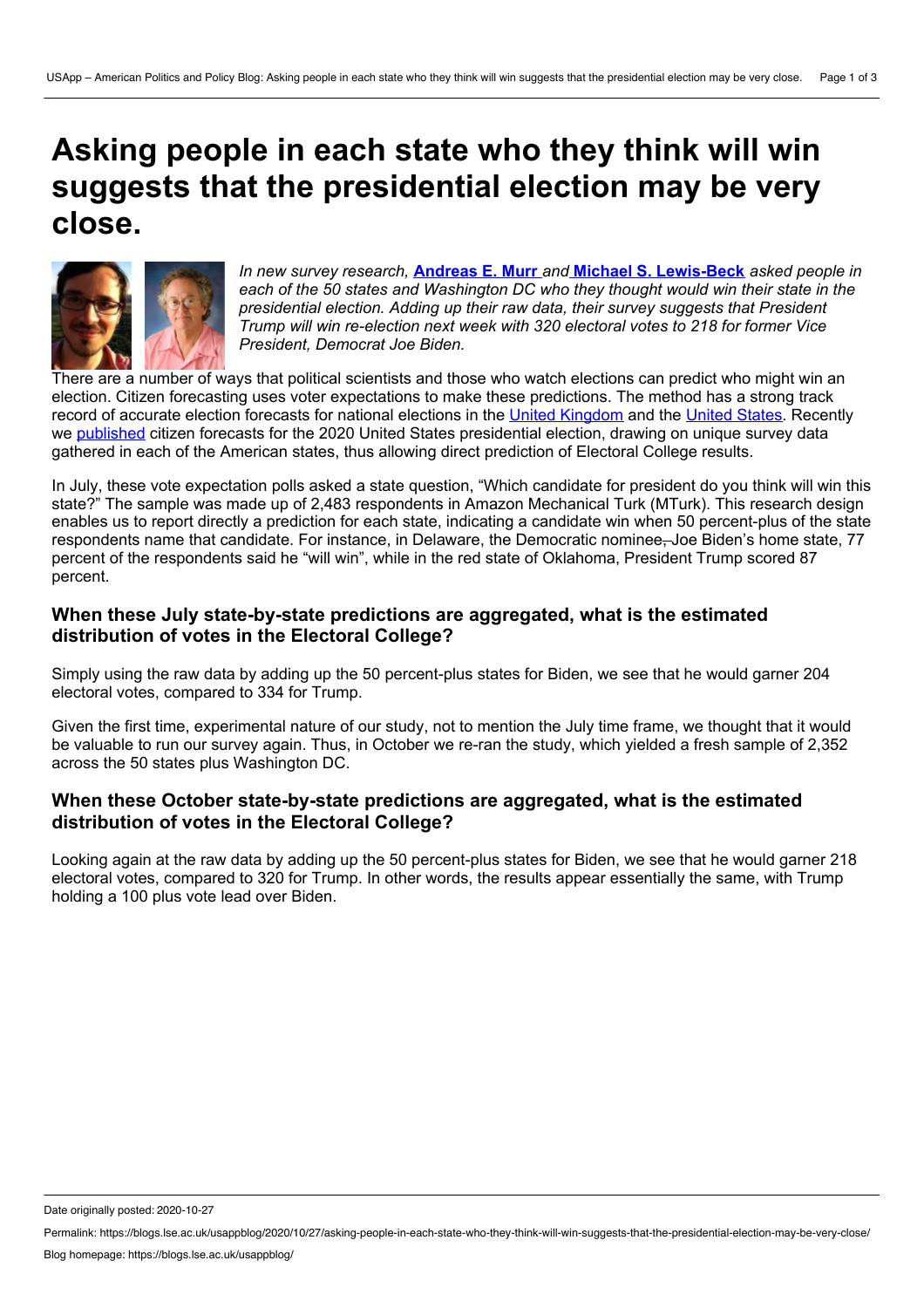# Asking people in each state who they think will win suggests that the presidential election may be very close.

*In new survey research, **Andreas E. Murr** and **Michael S. Lewis-Beck** asked people in each of the 50 states and Washington DC who they thought would win their state in the presidential election. Adding up their raw data, their survey suggests that President Trump will win re-election next week with 320 electoral votes to 218 for former Vice President, Democrat Joe Biden.*

There are a number of ways that political scientists and those who watch elections can predict who might win an election. Citizen forecasting uses voter expectations to make these predictions. The method has a strong track record of accurate election forecasts for national elections in the United Kingdom and the United States. Recently we published citizen forecasts for the 2020 United States presidential election, drawing on unique survey data gathered in each of the American states, thus allowing direct prediction of Electoral College results.

In July, these vote expectation polls asked a state question, "Which candidate for president do you think will win this state?" The sample was made up of 2,483 respondents in Amazon Mechanical Turk (MTurk). This research design enables us to report directly a prediction for each state, indicating a candidate win when 50 percent-plus of the state respondents name that candidate. For instance, in Delaware, the Democratic nominee, Joe Biden's home state, 77 percent of the respondents said he "will win", while in the red state of Oklahoma, President Trump scored 87 percent.

### When these July state-by-state predictions are aggregated, what is the estimated distribution of votes in the Electoral College?

Simply using the raw data by adding up the 50 percent-plus states for Biden, we see that he would garner 204 electoral votes, compared to 334 for Trump.

Given the first time, experimental nature of our study, not to mention the July time frame, we thought that it would be valuable to run our survey again. Thus, in October we re-ran the study, which yielded a fresh sample of 2,352 across the 50 states plus Washington DC.

### When these October state-by-state predictions are aggregated, what is the estimated distribution of votes in the Electoral College?

Looking again at the raw data by adding up the 50 percent-plus states for Biden, we see that he would garner 218 electoral votes, compared to 320 for Trump. In other words, the results appear essentially the same, with Trump holding a 100 plus vote lead over Biden.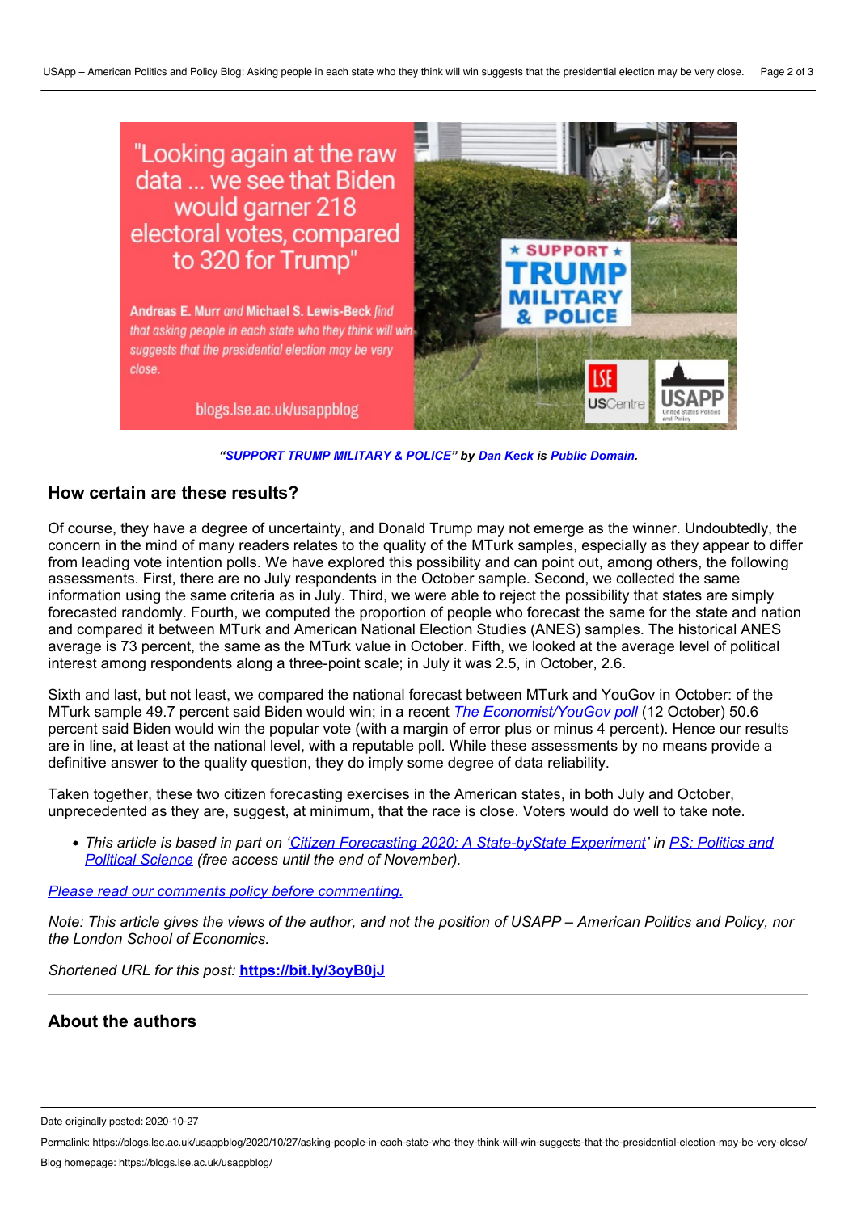*"SUPPORT TRUMP MILITARY & POLICE" by Dan Keck is Public Domain.*

### How certain are these results?

Of course, they have a degree of uncertainty, and Donald Trump may not emerge as the winner. Undoubtedly, the concern in the mind of many readers relates to the quality of the MTurk samples, especially as they appear to differ from leading vote intention polls. We have explored this possibility and can point out, among others, the following assessments. First, there are no July respondents in the October sample. Second, we collected the same information using the same criteria as in July. Third, we were able to reject the possibility that states are simply forecasted randomly. Fourth, we computed the proportion of people who forecast the same for the state and nation and compared it between MTurk and American National Election Studies (ANES) samples. The historical ANES average is 73 percent, the same as the MTurk value in October. Fifth, we looked at the average level of political interest among respondents along a three-point scale; in July it was 2.5, in October, 2.6.

Sixth and last, but not least, we compared the national forecast between MTurk and YouGov in October: of the MTurk sample 49.7 percent said Biden would win; in a recent *The Economist/YouGov poll* (12 October) 50.6 percent said Biden would win the popular vote (with a margin of error plus or minus 4 percent). Hence our results are in line, at least at the national level, with a reputable poll. While these assessments by no means provide a definitive answer to the quality question, they do imply some degree of data reliability.

Taken together, these two citizen forecasting exercises in the American states, in both July and October, unprecedented as they are, suggest, at minimum, that the race is close. Voters would do well to take note.

- *This article is based in part on 'Citizen Forecasting 2020: A State-byState Experiment' in PS: Politics and Political Science (free access until the end of November).*

*Please read our comments policy before commenting.*

*Note: This article gives the views of the author, and not the position of USAPP – American Politics and Policy, nor the London School of Economics.*

*Shortened URL for this post:* **https://bit.ly/3oyB0jJ**

### About the authors

Date originally posted: 2020-10-27

Permalink: https://blogs.lse.ac.uk/usappblog/2020/10/27/asking-people-in-each-state-who-they-think-will-win-suggests-that-the-presidential-election-may-be-very-close/

Blog homepage: https://blogs.lse.ac.uk/usappblog/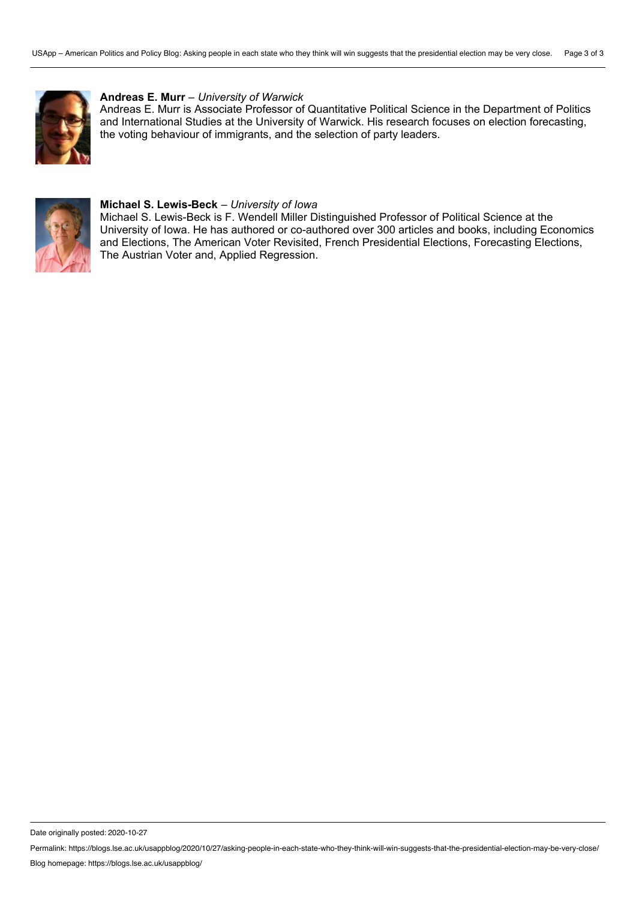**Andreas E. Murr** – *University of Warwick*
Andreas E. Murr is Associate Professor of Quantitative Political Science in the Department of Politics and International Studies at the University of Warwick. His research focuses on election forecasting, the voting behaviour of immigrants, and the selection of party leaders.

**Michael S. Lewis-Beck** – *University of Iowa*
Michael S. Lewis-Beck is F. Wendell Miller Distinguished Professor of Political Science at the University of Iowa. He has authored or co-authored over 300 articles and books, including Economics and Elections, The American Voter Revisited, French Presidential Elections, Forecasting Elections, The Austrian Voter and, Applied Regression.

Date originally posted: 2020-10-27

Permalink: https://blogs.lse.ac.uk/usappblog/2020/10/27/asking-people-in-each-state-who-they-think-will-win-suggests-that-the-presidential-election-may-be-very-close/

Blog homepage: https://blogs.lse.ac.uk/usappblog/